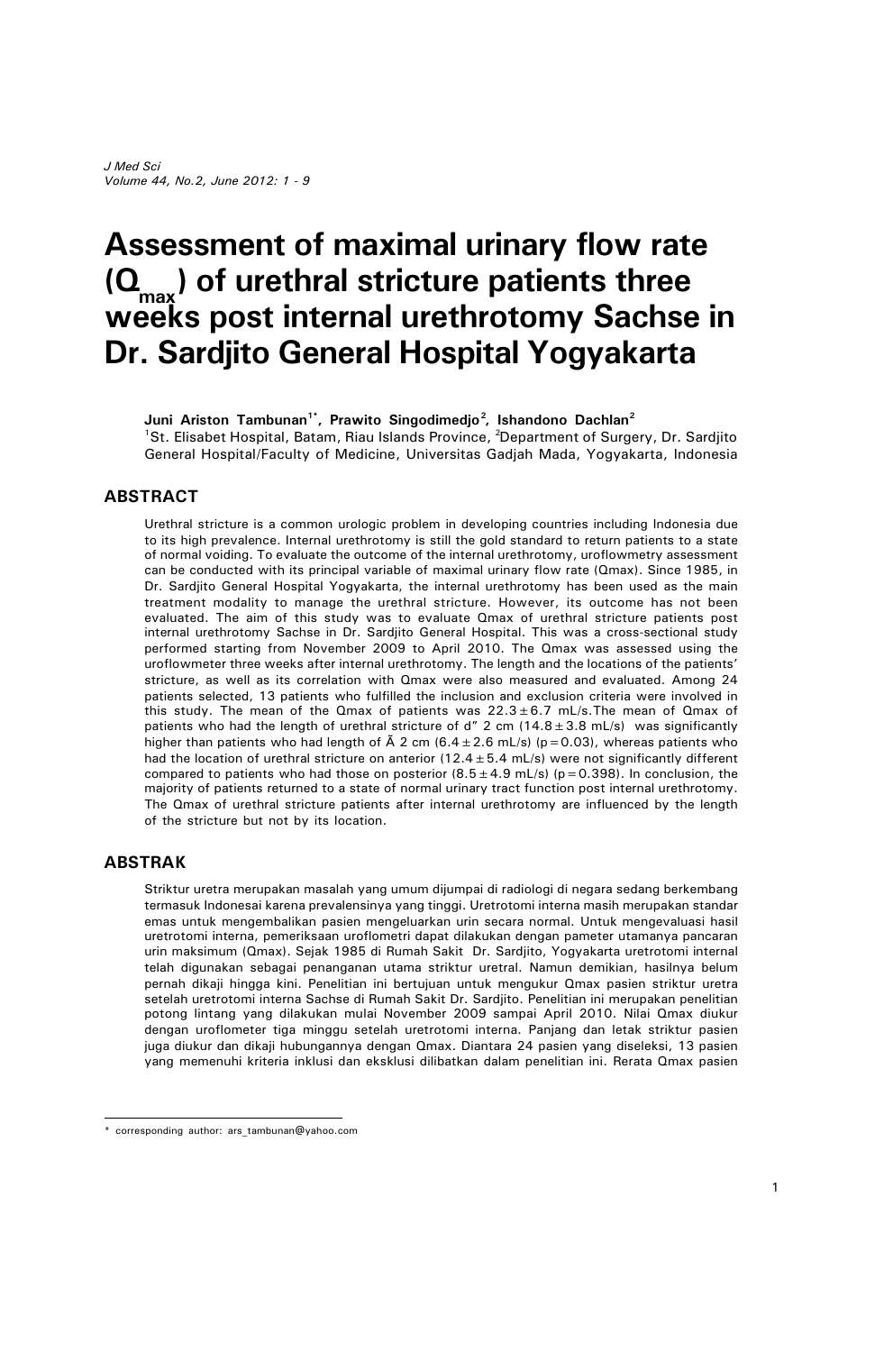# Assessment of maximal urinary flow rate ($Q_{max}$) of urethral stricture patients three weeks post internal urethrotomy Sachse in Dr. Sardjito General Hospital Yogyakarta

**Juni Ariston Tambunan[1*], Prawito Singodimedjo[2], Ishandono Dachlan[2]**
[1]St. Elisabet Hospital, Batam, Riau Islands Province, [2]Department of Surgery, Dr. Sardjito General Hospital/Faculty of Medicine, Universitas Gadjah Mada, Yogyakarta, Indonesia

## ABSTRACT

Urethral stricture is a common urologic problem in developing countries including Indonesia due to its high prevalence. Internal urethrotomy is still the gold standard to return patients to a state of normal voiding. To evaluate the outcome of the internal urethrotomy, uroflowmetry assessment can be conducted with its principal variable of maximal urinary flow rate (Qmax). Since 1985, in Dr. Sardjito General Hospital Yogyakarta, the internal urethrotomy has been used as the main treatment modality to manage the urethral stricture. However, its outcome has not been evaluated. The aim of this study was to evaluate Qmax of urethral stricture patients post internal urethrotomy Sachse in Dr. Sardjito General Hospital. This was a cross-sectional study performed starting from November 2009 to April 2010. The Qmax was assessed using the uroflowmeter three weeks after internal urethrotomy. The length and the locations of the patients' stricture, as well as its correlation with Qmax were also measured and evaluated. Among 24 patients selected, 13 patients who fulfilled the inclusion and exclusion criteria were involved in this study. The mean of the Qmax of patients was 22.3 ± 6.7 mL/s.The mean of Qmax of patients who had the length of urethral stricture of d" 2 cm (14.8 ± 3.8 mL/s) was significantly higher than patients who had length of Ã 2 cm (6.4 ± 2.6 mL/s) (p = 0.03), whereas patients who had the location of urethral stricture on anterior (12.4 ± 5.4 mL/s) were not significantly different compared to patients who had those on posterior (8.5 ± 4.9 mL/s) (p = 0.398). In conclusion, the majority of patients returned to a state of normal urinary tract function post internal urethrotomy. The Qmax of urethral stricture patients after internal urethrotomy are influenced by the length of the stricture but not by its location.

## ABSTRAK

Striktur uretra merupakan masalah yang umum dijumpai di radiologi di negara sedang berkembang termasuk Indonesai karena prevalensinya yang tinggi. Uretrotomi interna masih merupakan standar emas untuk mengembalikan pasien mengeluarkan urin secara normal. Untuk mengevaluasi hasil uretrotomi interna, pemeriksaan uroflometri dapat dilakukan dengan pameter utamanya pancaran urin maksimum (Qmax). Sejak 1985 di Rumah Sakit Dr. Sardjito, Yogyakarta uretrotomi internal telah digunakan sebagai penanganan utama striktur uretral. Namun demikian, hasilnya belum pernah dikaji hingga kini. Penelitian ini bertujuan untuk mengukur Qmax pasien striktur uretra setelah uretrotomi interna Sachse di Rumah Sakit Dr. Sardjito. Penelitian ini merupakan penelitian potong lintang yang dilakukan mulai November 2009 sampai April 2010. Nilai Qmax diukur dengan uroflometer tiga minggu setelah uretrotomi interna. Panjang dan letak striktur pasien juga diukur dan dikaji hubungannya dengan Qmax. Diantara 24 pasien yang diseleksi, 13 pasien yang memenuhi kriteria inklusi dan eksklusi dilibatkan dalam penelitian ini. Rerata Qmax pasien

---

\* corresponding author: ars_tambunan@yahoo.com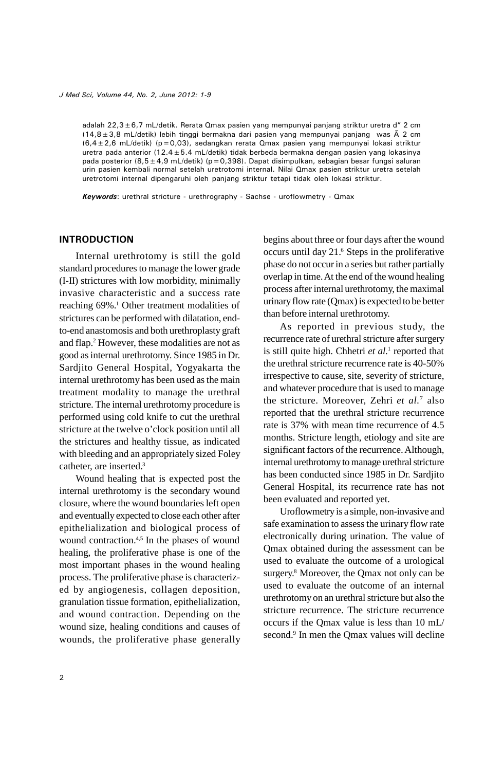adalah 22,3 ± 6,7 mL/detik. Rerata Qmax pasien yang mempunyai panjang striktur uretra d" 2 cm (14,8 ± 3,8 mL/detik) lebih tinggi bermakna dari pasien yang mempunyai panjang was Ã 2 cm (6,4 ± 2,6 mL/detik) (p = 0,03), sedangkan rerata Qmax pasien yang mempunyai lokasi striktur uretra pada anterior (12.4 ± 5.4 mL/detik) tidak berbeda bermakna dengan pasien yang lokasinya pada posterior (8,5 ± 4,9 mL/detik) (p = 0,398). Dapat disimpulkan, sebagian besar fungsi saluran urin pasien kembali normal setelah uretrotomi internal. Nilai Qmax pasien striktur uretra setelah uretrotomi internal dipengaruhi oleh panjang striktur tetapi tidak oleh lokasi striktur.

***Keywords***: urethral stricture - urethrography - Sachse - uroflowmetry - Qmax

## INTRODUCTION

Internal urethrotomy is still the gold standard procedures to manage the lower grade (I-II) strictures with low morbidity, minimally invasive characteristic and a success rate reaching 69%.[1] Other treatment modalities of strictures can be performed with dilatation, end-to-end anastomosis and both urethroplasty graft and flap.[2] However, these modalities are not as good as internal urethrotomy. Since 1985 in Dr. Sardjito General Hospital, Yogyakarta the internal urethrotomy has been used as the main treatment modality to manage the urethral stricture. The internal urethrotomy procedure is performed using cold knife to cut the urethral stricture at the twelve o'clock position until all the strictures and healthy tissue, as indicated with bleeding and an appropriately sized Foley catheter, are inserted.[3]

Wound healing that is expected post the internal urethrotomy is the secondary wound closure, where the wound boundaries left open and eventually expected to close each other after epithelialization and biological process of wound contraction.[4,5] In the phases of wound healing, the proliferative phase is one of the most important phases in the wound healing process. The proliferative phase is characterized by angiogenesis, collagen deposition, granulation tissue formation, epithelialization, and wound contraction. Depending on the wound size, healing conditions and causes of wounds, the proliferative phase generally begins about three or four days after the wound occurs until day 21.[6] Steps in the proliferative phase do not occur in a series but rather partially overlap in time. At the end of the wound healing process after internal urethrotomy, the maximal urinary flow rate (Qmax) is expected to be better than before internal urethrotomy.

As reported in previous study, the recurrence rate of urethral stricture after surgery is still quite high. Chhetri *et al.*[1] reported that the urethral stricture recurrence rate is 40-50% irrespective to cause, site, severity of stricture, and whatever procedure that is used to manage the stricture. Moreover, Zehri *et al.*[7] also reported that the urethral stricture recurrence rate is 37% with mean time recurrence of 4.5 months. Stricture length, etiology and site are significant factors of the recurrence. Although, internal urethrotomy to manage urethral stricture has been conducted since 1985 in Dr. Sardjito General Hospital, its recurrence rate has not been evaluated and reported yet.

Uroflowmetry is a simple, non-invasive and safe examination to assess the urinary flow rate electronically during urination. The value of Qmax obtained during the assessment can be used to evaluate the outcome of a urological surgery.[8] Moreover, the Qmax not only can be used to evaluate the outcome of an internal urethrotomy on an urethral stricture but also the stricture recurrence. The stricture recurrence occurs if the Qmax value is less than 10 mL/second.[9] In men the Qmax values will decline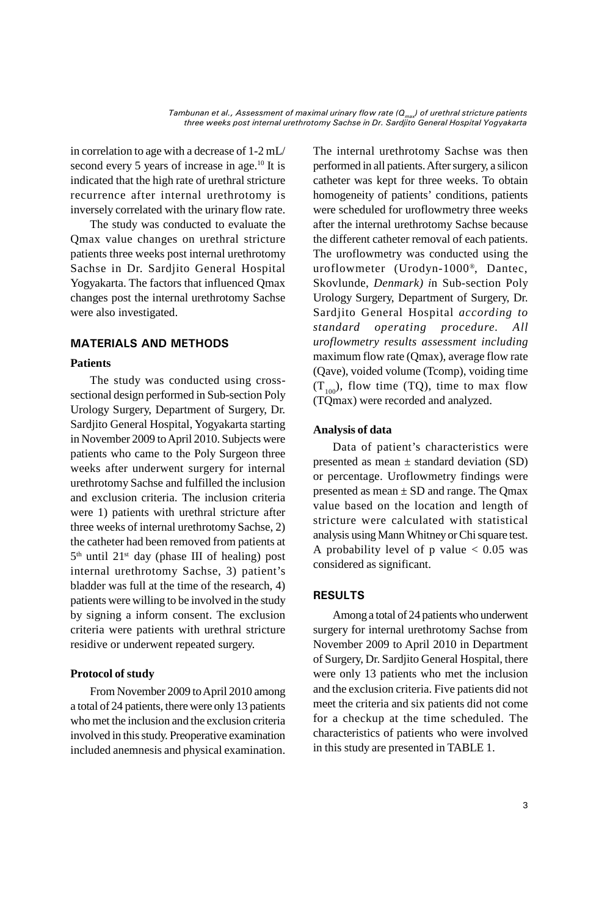in correlation to age with a decrease of 1-2 mL/ second every 5 years of increase in age.[10] It is indicated that the high rate of urethral stricture recurrence after internal urethrotomy is inversely correlated with the urinary flow rate.

The study was conducted to evaluate the Qmax value changes on urethral stricture patients three weeks post internal urethrotomy Sachse in Dr. Sardjito General Hospital Yogyakarta. The factors that influenced Qmax changes post the internal urethrotomy Sachse were also investigated.

## MATERIALS AND METHODS

### Patients

The study was conducted using cross-sectional design performed in Sub-section Poly Urology Surgery, Department of Surgery, Dr. Sardjito General Hospital, Yogyakarta starting in November 2009 to April 2010. Subjects were patients who came to the Poly Surgeon three weeks after underwent surgery for internal urethrotomy Sachse and fulfilled the inclusion and exclusion criteria. The inclusion criteria were 1) patients with urethral stricture after three weeks of internal urethrotomy Sachse, 2) the catheter had been removed from patients at 5[th] until 21[st] day (phase III of healing) post internal urethrotomy Sachse, 3) patient's bladder was full at the time of the research, 4) patients were willing to be involved in the study by signing a inform consent. The exclusion criteria were patients with urethral stricture residive or underwent repeated surgery.

### Protocol of study

From November 2009 to April 2010 among a total of 24 patients, there were only 13 patients who met the inclusion and the exclusion criteria involved in this study. Preoperative examination included anemnesis and physical examination. The internal urethrotomy Sachse was then performed in all patients. After surgery, a silicon catheter was kept for three weeks. To obtain homogeneity of patients' conditions, patients were scheduled for uroflowmetry three weeks after the internal urethrotomy Sachse because the different catheter removal of each patients. The uroflowmetry was conducted using the uroflowmeter (Urodyn-1000®, Dantec, Skovlunde, *Denmark) i*n Sub-section Poly Urology Surgery, Department of Surgery, Dr. Sardjito General Hospital *according to standard operating procedure. All uroflowmetry results assessment including* maximum flow rate (Qmax), average flow rate (Qave), voided volume (Tcomp), voiding time ($T_{100}$), flow time (TQ), time to max flow (TQmax) were recorded and analyzed.

### Analysis of data

Data of patient's characteristics were presented as mean ± standard deviation (SD) or percentage. Uroflowmetry findings were presented as mean ± SD and range. The Qmax value based on the location and length of stricture were calculated with statistical analysis using Mann Whitney or Chi square test. A probability level of p value $< 0.05$ was considered as significant.

## RESULTS

Among a total of 24 patients who underwent surgery for internal urethrotomy Sachse from November 2009 to April 2010 in Department of Surgery, Dr. Sardjito General Hospital, there were only 13 patients who met the inclusion and the exclusion criteria. Five patients did not meet the criteria and six patients did not come for a checkup at the time scheduled. The characteristics of patients who were involved in this study are presented in TABLE 1.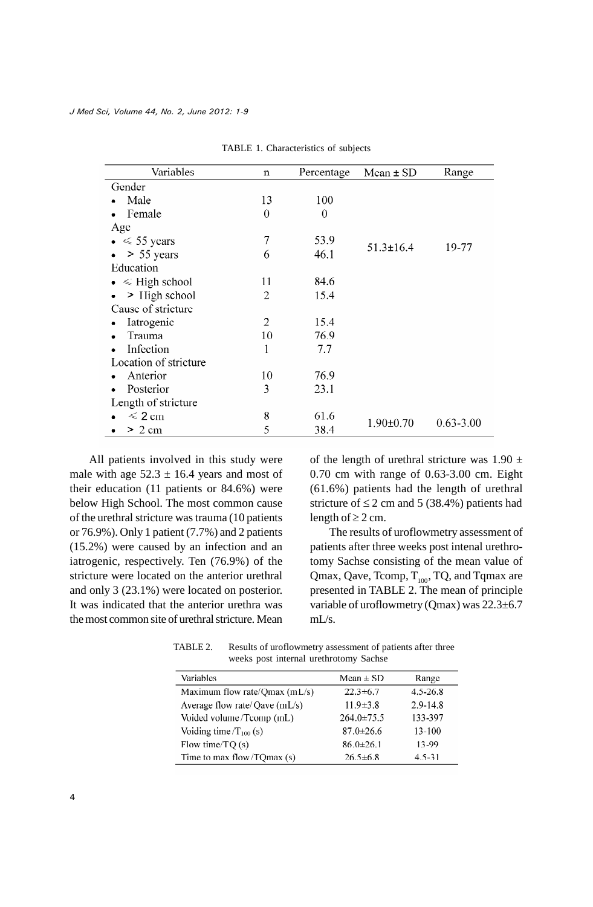TABLE 1. Characteristics of subjects

| Variables | n | Percentage | Mean ± SD | Range |
|---|---|---|---|---|
| Gender | | | | |
| • Male | 13 | 100 | | |
| • Female | 0 | 0 | | |
| Age | | | | |
| • ≤ 55 years | 7 | 53.9 | 51.3±16.4 | 19-77 |
| • > 55 years | 6 | 46.1 | | |
| Education | | | | |
| • ≤ High school | 11 | 84.6 | | |
| • > High school | 2 | 15.4 | | |
| Cause of stricture | | | | |
| • Iatrogenic | 2 | 15.4 | | |
| • Trauma | 10 | 76.9 | | |
| • Infection | 1 | 7.7 | | |
| Location of stricture | | | | |
| • Anterior | 10 | 76.9 | | |
| • Posterior | 3 | 23.1 | | |
| Length of stricture | | | | |
| • ≤ 2 cm | 8 | 61.6 | 1.90±0.70 | 0.63-3.00 |
| • > 2 cm | 5 | 38.4 | | |

All patients involved in this study were male with age 52.3 ± 16.4 years and most of their education (11 patients or 84.6%) were below High School. The most common cause of the urethral stricture was trauma (10 patients or 76.9%). Only 1 patient (7.7%) and 2 patients (15.2%) were caused by an infection and an iatrogenic, respectively. Ten (76.9%) of the stricture were located on the anterior urethral and only 3 (23.1%) were located on posterior. It was indicated that the anterior urethra was the most common site of urethral stricture. Mean of the length of urethral stricture was 1.90 ± 0.70 cm with range of 0.63-3.00 cm. Eight (61.6%) patients had the length of urethral stricture of ≤ 2 cm and 5 (38.4%) patients had length of ≥ 2 cm.

The results of uroflowmetry assessment of patients after three weeks post intenal urethrotomy Sachse consisting of the mean value of Qmax, Qave, Tcomp, $T_{100}$, TQ, and Tqmax are presented in TABLE 2. The mean of principle variable of uroflowmetry (Qmax) was 22.3±6.7 mL/s.

TABLE 2. Results of uroflowmetry assessment of patients after three weeks post internal urethrotomy Sachse

| Variables | Mean ± SD | Range |
|---|---|---|
| Maximum flow rate/Qmax (mL/s) | 22.3±6.7 | 4.5-26.8 |
| Average flow rate/Qave (mL/s) | 11.9±3.8 | 2.9-14.8 |
| Voided volume/Tcomp (mL) | 264.0±75.5 | 133-397 |
| Voiding time/$T_{100}$ (s) | 87.0±26.6 | 13-100 |
| Flow time/TQ (s) | 86.0±26.1 | 13-99 |
| Time to max flow/TQmax (s) | 26.5±6.8 | 4.5-31 |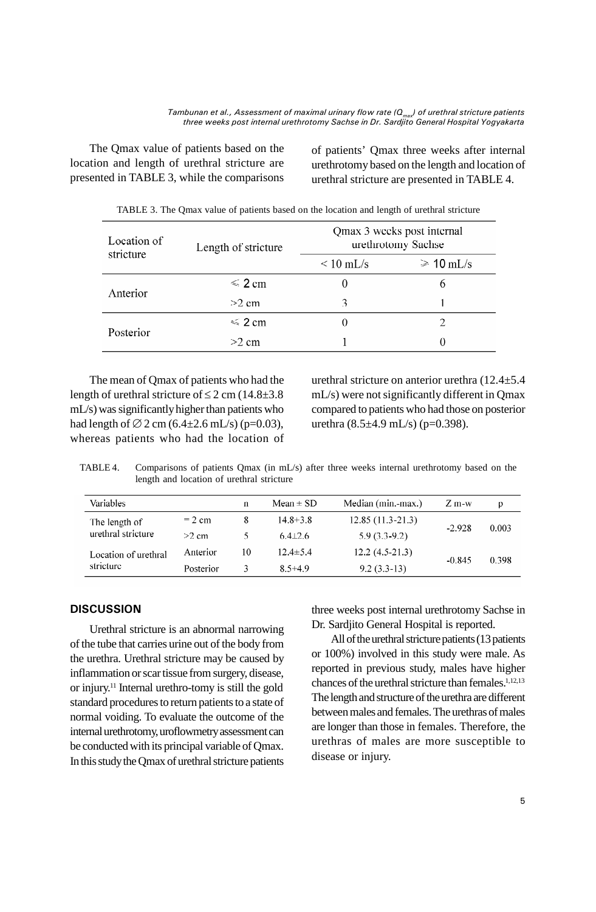The Qmax value of patients based on the location and length of urethral stricture are presented in TABLE 3, while the comparisons of patients' Qmax three weeks after internal urethrotomy based on the length and location of urethral stricture are presented in TABLE 4.

TABLE 3. The Qmax value of patients based on the location and length of urethral stricture

| Location of stricture | Length of stricture | Qmax 3 weeks post internal urethrotomy Sachse | |
|---|---|---|---|
| | | < 10 mL/s | ≥ 10 mL/s |
| Anterior | ≤ 2 cm | 0 | 6 |
| | >2 cm | 3 | 1 |
| Posterior | ≤ 2 cm | 0 | 2 |
| | >2 cm | 1 | 0 |

The mean of Qmax of patients who had the length of urethral stricture of ≤ 2 cm (14.8±3.8 mL/s) was significantly higher than patients who had length of ∅ 2 cm (6.4±2.6 mL/s) (p=0.03), whereas patients who had the location of urethral stricture on anterior urethra (12.4±5.4 mL/s) were not significantly different in Qmax compared to patients who had those on posterior urethra (8.5±4.9 mL/s) (p=0.398).

TABLE 4. Comparisons of patients Qmax (in mL/s) after three weeks internal urethrotomy based on the length and location of urethral stricture

| Variables | | n | Mean ± SD | Median (min.-max.) | Z m-w | p |
|---|---|---|---|---|---|---|
| The length of urethral stricture | = 2 cm | 8 | 14.8+3.8 | 12.85 (11.3-21.3) | -2.928 | 0.003 |
| | >2 cm | 5 | 6.4±2.6 | 5.9 (3.3-9.2) | | |
| Location of urethral stricture | Anterior | 10 | 12.4±5.4 | 12.2 (4.5-21.3) | -0.845 | 0.398 |
| | Posterior | 3 | 8.5+4.9 | 9.2 (3.3-13) | | |

## DISCUSSION

Urethral stricture is an abnormal narrowing of the tube that carries urine out of the body from the urethra. Urethral stricture may be caused by inflammation or scar tissue from surgery, disease, or injury.[11] Internal urethro-tomy is still the gold standard procedures to return patients to a state of normal voiding. To evaluate the outcome of the internal urethrotomy, uroflowmetry assessment can be conducted with its principal variable of Qmax. In this study the Qmax of urethral stricture patients three weeks post internal urethrotomy Sachse in Dr. Sardjito General Hospital is reported.

All of the urethral stricture patients (13 patients or 100%) involved in this study were male. As reported in previous study, males have higher chances of the urethral stricture than females.[1,12,13] The length and structure of the urethra are different between males and females. The urethras of males are longer than those in females. Therefore, the urethras of males are more susceptible to disease or injury.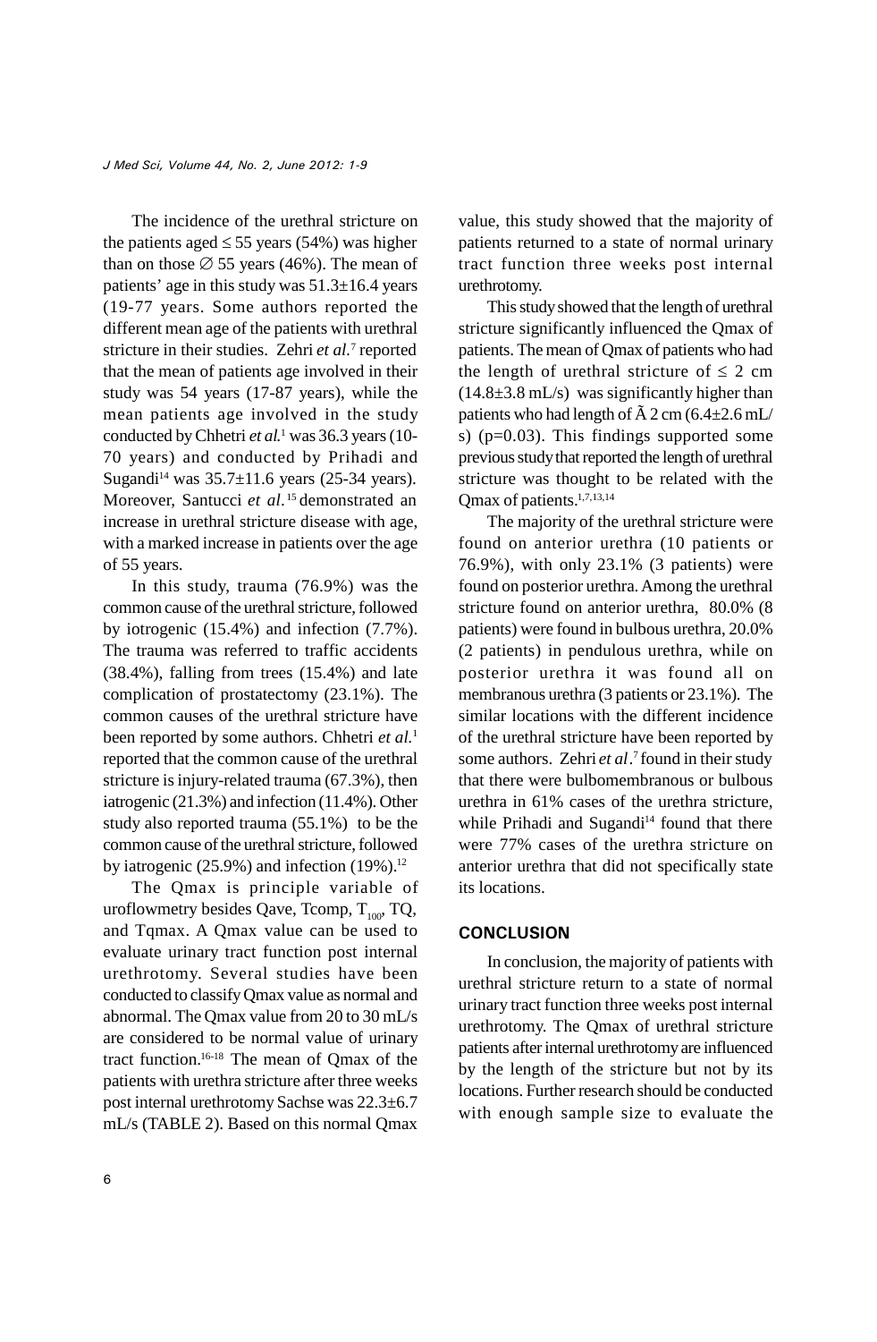The incidence of the urethral stricture on the patients aged ≤ 55 years (54%) was higher than on those ∅ 55 years (46%). The mean of patients' age in this study was 51.3±16.4 years (19-77 years). Some authors reported the different mean age of the patients with urethral stricture in their studies. Zehri *et al.*[7] reported that the mean of patients age involved in their study was 54 years (17-87 years), while the mean patients age involved in the study conducted by Chhetri *et al.*[1] was 36.3 years (10-70 years) and conducted by Prihadi and Sugandi[14] was 35.7±11.6 years (25-34 years). Moreover, Santucci *et al.*[15] demonstrated an increase in urethral stricture disease with age, with a marked increase in patients over the age of 55 years.

In this study, trauma (76.9%) was the common cause of the urethral stricture, followed by iotrogenic (15.4%) and infection (7.7%). The trauma was referred to traffic accidents (38.4%), falling from trees (15.4%) and late complication of prostatectomy (23.1%). The common causes of the urethral stricture have been reported by some authors. Chhetri *et al.*[1] reported that the common cause of the urethral stricture is injury-related trauma (67.3%), then iatrogenic (21.3%) and infection (11.4%). Other study also reported trauma (55.1%) to be the common cause of the urethral stricture, followed by iatrogenic (25.9%) and infection (19%).[12]

The Qmax is principle variable of uroflowmetry besides Qave, Tcomp, $T_{100}$, TQ, and Tqmax. A Qmax value can be used to evaluate urinary tract function post internal urethrotomy. Several studies have been conducted to classify Qmax value as normal and abnormal. The Qmax value from 20 to 30 mL/s are considered to be normal value of urinary tract function.[16-18] The mean of Qmax of the patients with urethra stricture after three weeks post internal urethrotomy Sachse was 22.3±6.7 mL/s (TABLE 2). Based on this normal Qmax value, this study showed that the majority of patients returned to a state of normal urinary tract function three weeks post internal urethrotomy.

This study showed that the length of urethral stricture significantly influenced the Qmax of patients. The mean of Qmax of patients who had the length of urethral stricture of ≤ 2 cm (14.8±3.8 mL/s) was significantly higher than patients who had length of Ã 2 cm (6.4±2.6 mL/s) (p=0.03). This findings supported some previous study that reported the length of urethral stricture was thought to be related with the Qmax of patients.[1,7,13,14]

The majority of the urethral stricture were found on anterior urethra (10 patients or 76.9%), with only 23.1% (3 patients) were found on posterior urethra. Among the urethral stricture found on anterior urethra, 80.0% (8 patients) were found in bulbous urethra, 20.0% (2 patients) in pendulous urethra, while on posterior urethra it was found all on membranous urethra (3 patients or 23.1%). The similar locations with the different incidence of the urethral stricture have been reported by some authors. Zehri *et al*.[7] found in their study that there were bulbomembranous or bulbous urethra in 61% cases of the urethra stricture, while Prihadi and Sugandi[14] found that there were 77% cases of the urethra stricture on anterior urethra that did not specifically state its locations.

## CONCLUSION

In conclusion, the majority of patients with urethral stricture return to a state of normal urinary tract function three weeks post internal urethrotomy. The Qmax of urethral stricture patients after internal urethrotomy are influenced by the length of the stricture but not by its locations. Further research should be conducted with enough sample size to evaluate the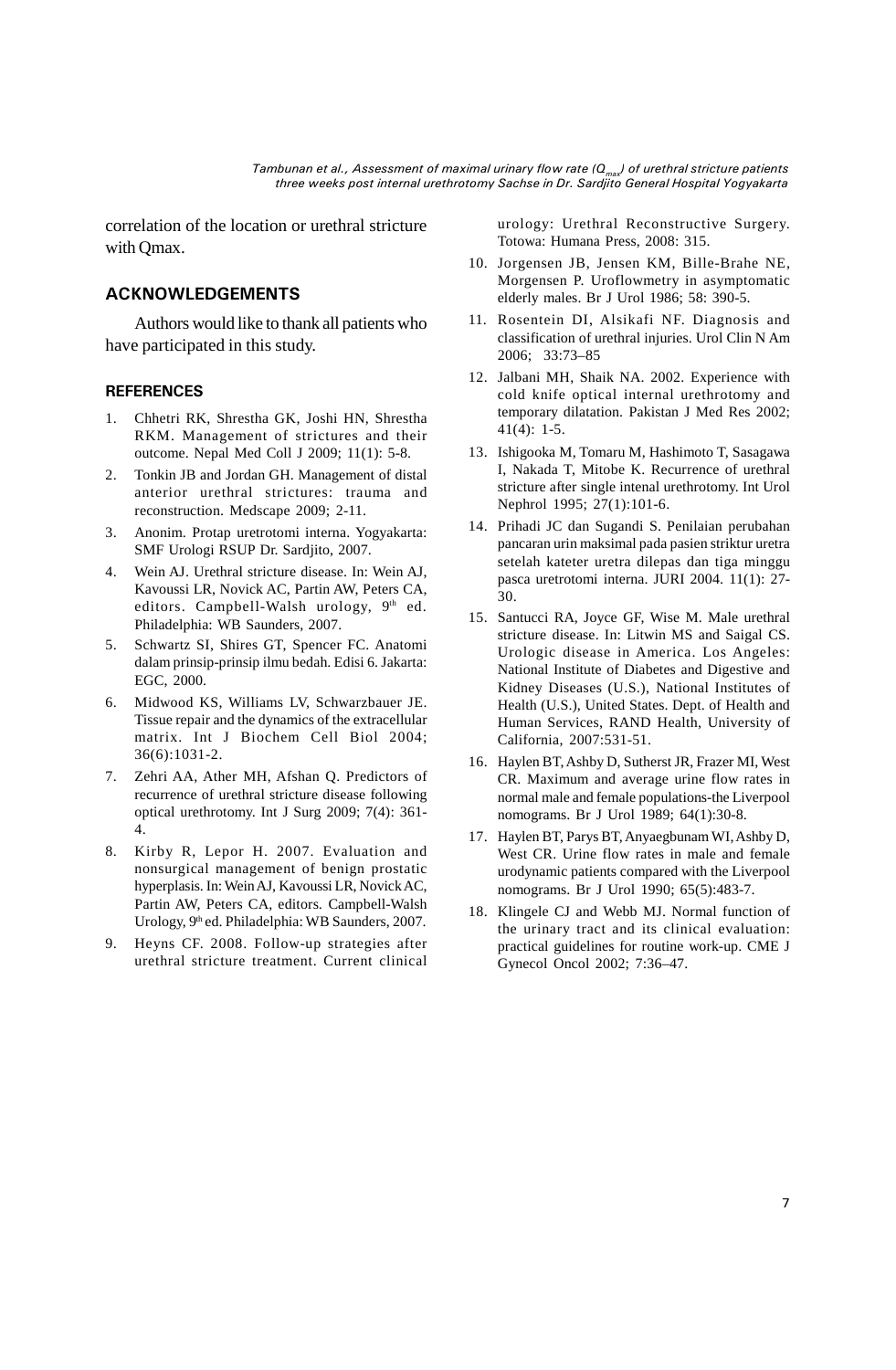correlation of the location or urethral stricture with Qmax.

## ACKNOWLEDGEMENTS

Authors would like to thank all patients who have participated in this study.

### REFERENCES

1. Chhetri RK, Shrestha GK, Joshi HN, Shrestha RKM. Management of strictures and their outcome. Nepal Med Coll J 2009; 11(1): 5-8.
2. Tonkin JB and Jordan GH. Management of distal anterior urethral strictures: trauma and reconstruction. Medscape 2009; 2-11.
3. Anonim. Protap uretrotomi interna. Yogyakarta: SMF Urologi RSUP Dr. Sardjito, 2007.
4. Wein AJ. Urethral stricture disease. In: Wein AJ, Kavoussi LR, Novick AC, Partin AW, Peters CA, editors. Campbell-Walsh urology, 9th ed. Philadelphia: WB Saunders, 2007.
5. Schwartz SI, Shires GT, Spencer FC. Anatomi dalam prinsip-prinsip ilmu bedah. Edisi 6. Jakarta: EGC, 2000.
6. Midwood KS, Williams LV, Schwarzbauer JE. Tissue repair and the dynamics of the extracellular matrix. Int J Biochem Cell Biol 2004; 36(6):1031-2.
7. Zehri AA, Ather MH, Afshan Q. Predictors of recurrence of urethral stricture disease following optical urethrotomy. Int J Surg 2009; 7(4): 361-4.
8. Kirby R, Lepor H. 2007. Evaluation and nonsurgical management of benign prostatic hyperplasis. In: Wein AJ, Kavoussi LR, Novick AC, Partin AW, Peters CA, editors. Campbell-Walsh Urology, 9th ed. Philadelphia: WB Saunders, 2007.
9. Heyns CF. 2008. Follow-up strategies after urethral stricture treatment. Current clinical urology: Urethral Reconstructive Surgery. Totowa: Humana Press, 2008: 315.
10. Jorgensen JB, Jensen KM, Bille-Brahe NE, Morgensen P. Uroflowmetry in asymptomatic elderly males. Br J Urol 1986; 58: 390-5.
11. Rosentein DI, Alsikafi NF. Diagnosis and classification of urethral injuries. Urol Clin N Am 2006; 33:73–85
12. Jalbani MH, Shaik NA. 2002. Experience with cold knife optical internal urethrotomy and temporary dilatation. Pakistan J Med Res 2002; 41(4): 1-5.
13. Ishigooka M, Tomaru M, Hashimoto T, Sasagawa I, Nakada T, Mitobe K. Recurrence of urethral stricture after single intenal urethrotomy. Int Urol Nephrol 1995; 27(1):101-6.
14. Prihadi JC dan Sugandi S. Penilaian perubahan pancaran urin maksimal pada pasien striktur uretra setelah kateter uretra dilepas dan tiga minggu pasca uretrotomi interna. JURI 2004. 11(1): 27-30.
15. Santucci RA, Joyce GF, Wise M. Male urethral stricture disease. In: Litwin MS and Saigal CS. Urologic disease in America. Los Angeles: National Institute of Diabetes and Digestive and Kidney Diseases (U.S.), National Institutes of Health (U.S.), United States. Dept. of Health and Human Services, RAND Health, University of California, 2007:531-51.
16. Haylen BT, Ashby D, Sutherst JR, Frazer MI, West CR. Maximum and average urine flow rates in normal male and female populations-the Liverpool nomograms. Br J Urol 1989; 64(1):30-8.
17. Haylen BT, Parys BT, Anyaegbunam WI, Ashby D, West CR. Urine flow rates in male and female urodynamic patients compared with the Liverpool nomograms. Br J Urol 1990; 65(5):483-7.
18. Klingele CJ and Webb MJ. Normal function of the urinary tract and its clinical evaluation: practical guidelines for routine work-up. CME J Gynecol Oncol 2002; 7:36–47.